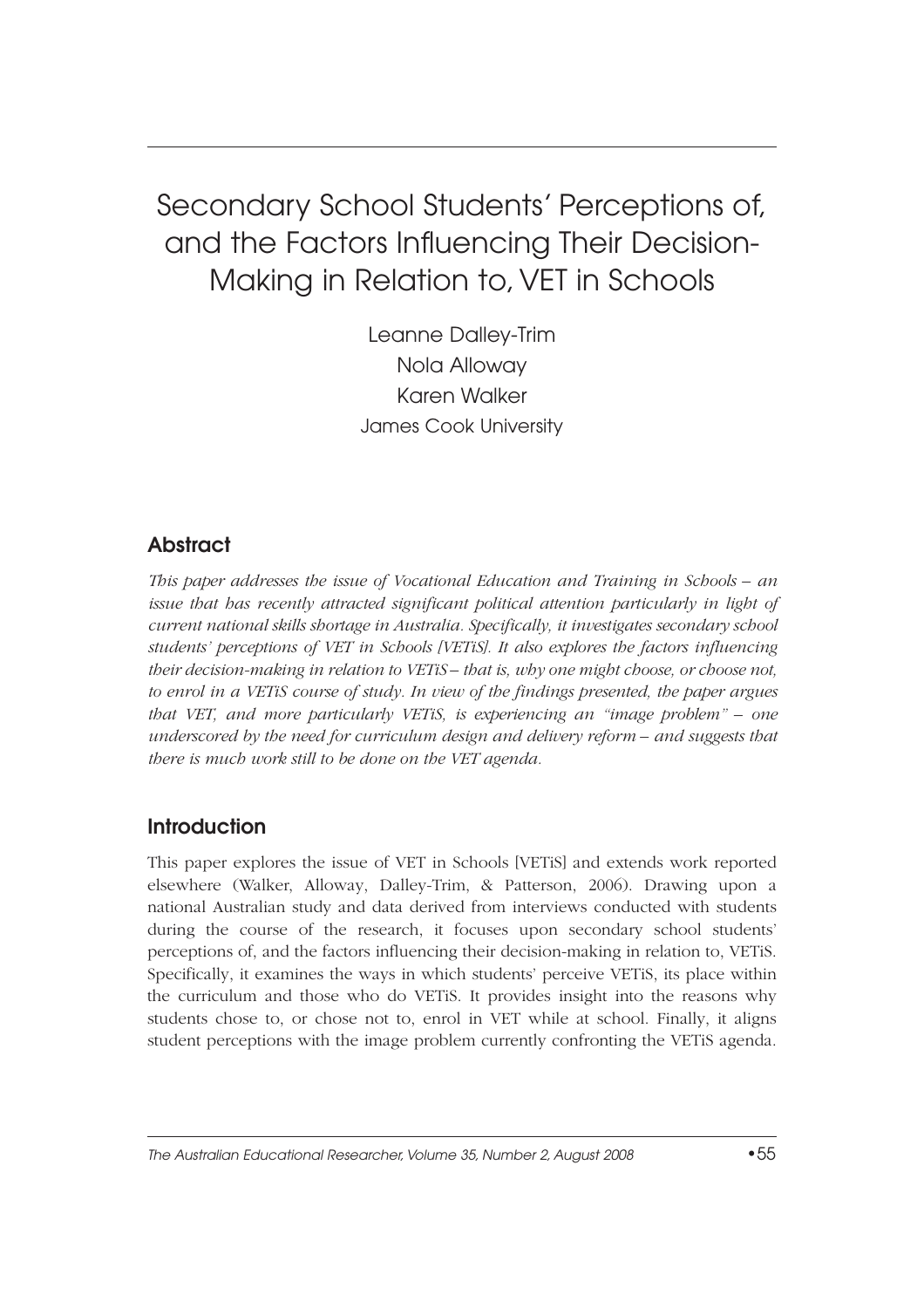# Secondary School Students' Perceptions of, and the Factors Influencing Their Decision-Making in Relation to, VET in Schools

Leanne Dalley-Trim
Nola Alloway
Karen Walker
James Cook University

## Abstract

*This paper addresses the issue of Vocational Education and Training in Schools – an issue that has recently attracted significant political attention particularly in light of current national skills shortage in Australia. Specifically, it investigates secondary school students' perceptions of VET in Schools [VETiS]. It also explores the factors influencing their decision-making in relation to VETiS – that is, why one might choose, or choose not, to enrol in a VETiS course of study. In view of the findings presented, the paper argues that VET, and more particularly VETiS, is experiencing an "image problem" – one underscored by the need for curriculum design and delivery reform – and suggests that there is much work still to be done on the VET agenda.*

## Introduction

This paper explores the issue of VET in Schools [VETiS] and extends work reported elsewhere (Walker, Alloway, Dalley-Trim, & Patterson, 2006). Drawing upon a national Australian study and data derived from interviews conducted with students during the course of the research, it focuses upon secondary school students' perceptions of, and the factors influencing their decision-making in relation to, VETiS. Specifically, it examines the ways in which students' perceive VETiS, its place within the curriculum and those who do VETiS. It provides insight into the reasons why students chose to, or chose not to, enrol in VET while at school. Finally, it aligns student perceptions with the image problem currently confronting the VETiS agenda.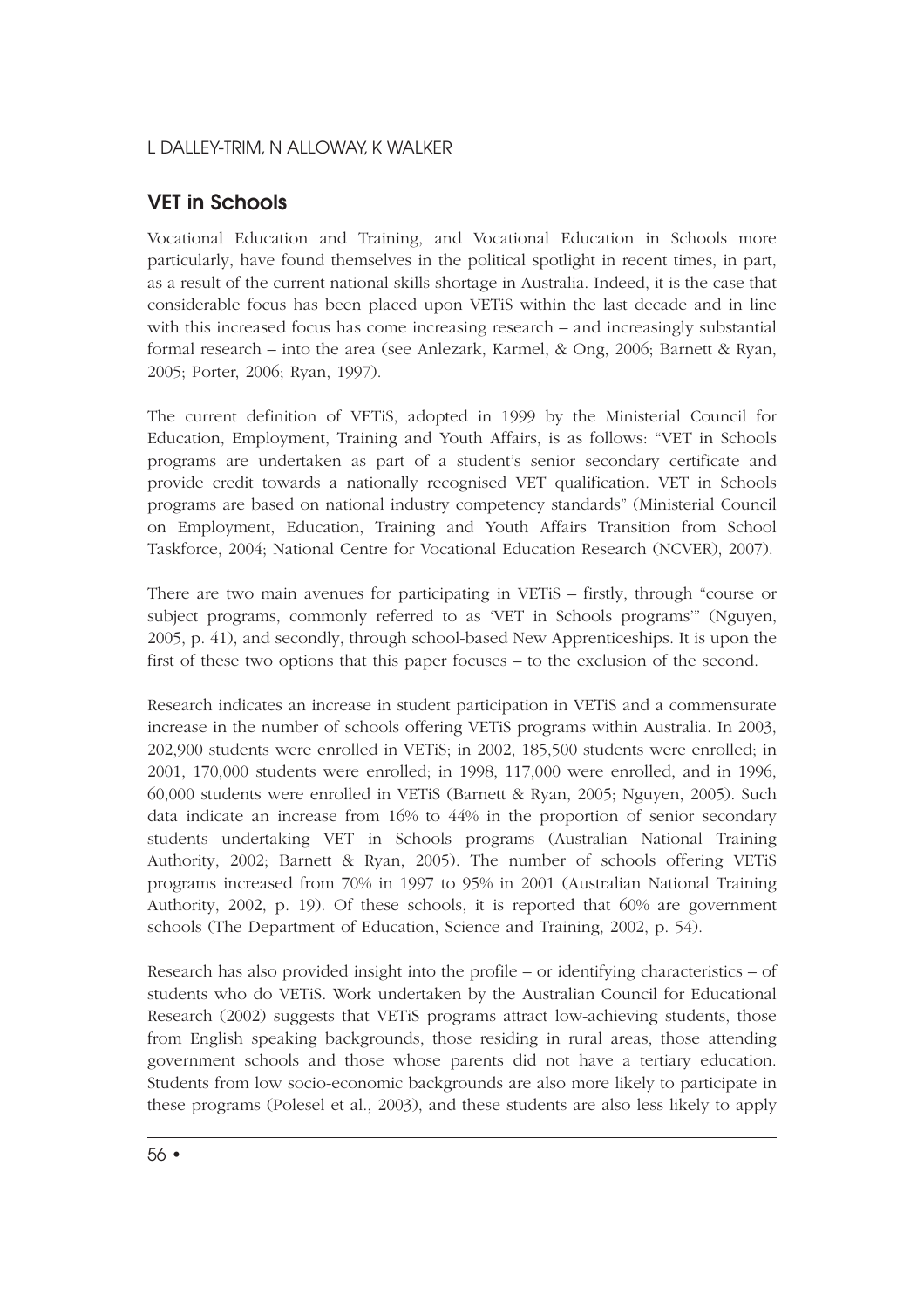## VET in Schools

Vocational Education and Training, and Vocational Education in Schools more particularly, have found themselves in the political spotlight in recent times, in part, as a result of the current national skills shortage in Australia. Indeed, it is the case that considerable focus has been placed upon VETiS within the last decade and in line with this increased focus has come increasing research – and increasingly substantial formal research – into the area (see Anlezark, Karmel, & Ong, 2006; Barnett & Ryan, 2005; Porter, 2006; Ryan, 1997).

The current definition of VETiS, adopted in 1999 by the Ministerial Council for Education, Employment, Training and Youth Affairs, is as follows: "VET in Schools programs are undertaken as part of a student's senior secondary certificate and provide credit towards a nationally recognised VET qualification. VET in Schools programs are based on national industry competency standards" (Ministerial Council on Employment, Education, Training and Youth Affairs Transition from School Taskforce, 2004; National Centre for Vocational Education Research (NCVER), 2007).

There are two main avenues for participating in VETiS – firstly, through "course or subject programs, commonly referred to as 'VET in Schools programs'" (Nguyen, 2005, p. 41), and secondly, through school-based New Apprenticeships. It is upon the first of these two options that this paper focuses – to the exclusion of the second.

Research indicates an increase in student participation in VETiS and a commensurate increase in the number of schools offering VETiS programs within Australia. In 2003, 202,900 students were enrolled in VETiS; in 2002, 185,500 students were enrolled; in 2001, 170,000 students were enrolled; in 1998, 117,000 were enrolled, and in 1996, 60,000 students were enrolled in VETiS (Barnett & Ryan, 2005; Nguyen, 2005). Such data indicate an increase from 16% to 44% in the proportion of senior secondary students undertaking VET in Schools programs (Australian National Training Authority, 2002; Barnett & Ryan, 2005). The number of schools offering VETiS programs increased from 70% in 1997 to 95% in 2001 (Australian National Training Authority, 2002, p. 19). Of these schools, it is reported that 60% are government schools (The Department of Education, Science and Training, 2002, p. 54).

Research has also provided insight into the profile – or identifying characteristics – of students who do VETiS. Work undertaken by the Australian Council for Educational Research (2002) suggests that VETiS programs attract low-achieving students, those from English speaking backgrounds, those residing in rural areas, those attending government schools and those whose parents did not have a tertiary education. Students from low socio-economic backgrounds are also more likely to participate in these programs (Polesel et al., 2003), and these students are also less likely to apply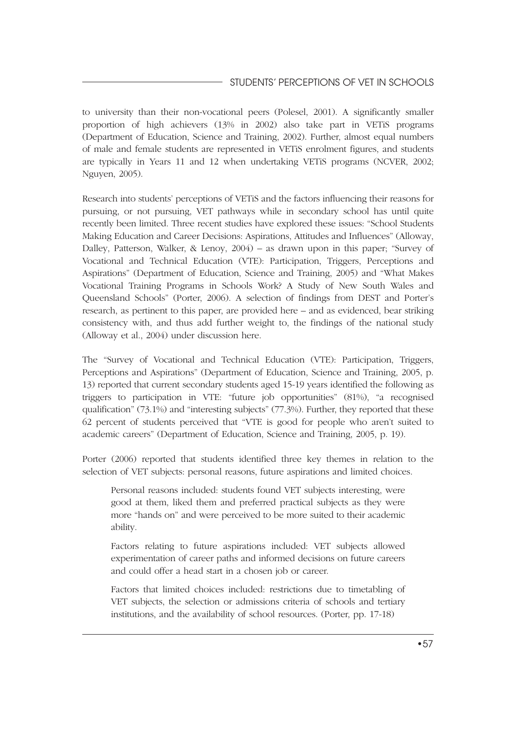to university than their non-vocational peers (Polesel, 2001). A significantly smaller proportion of high achievers (13% in 2002) also take part in VETiS programs (Department of Education, Science and Training, 2002). Further, almost equal numbers of male and female students are represented in VETiS enrolment figures, and students are typically in Years 11 and 12 when undertaking VETiS programs (NCVER, 2002; Nguyen, 2005).

Research into students' perceptions of VETiS and the factors influencing their reasons for pursuing, or not pursuing, VET pathways while in secondary school has until quite recently been limited. Three recent studies have explored these issues: "School Students Making Education and Career Decisions: Aspirations, Attitudes and Influences" (Alloway, Dalley, Patterson, Walker, & Lenoy, 2004) – as drawn upon in this paper; "Survey of Vocational and Technical Education (VTE): Participation, Triggers, Perceptions and Aspirations" (Department of Education, Science and Training, 2005) and "What Makes Vocational Training Programs in Schools Work? A Study of New South Wales and Queensland Schools" (Porter, 2006). A selection of findings from DEST and Porter's research, as pertinent to this paper, are provided here – and as evidenced, bear striking consistency with, and thus add further weight to, the findings of the national study (Alloway et al., 2004) under discussion here.

The "Survey of Vocational and Technical Education (VTE): Participation, Triggers, Perceptions and Aspirations" (Department of Education, Science and Training, 2005, p. 13) reported that current secondary students aged 15-19 years identified the following as triggers to participation in VTE: "future job opportunities" (81%), "a recognised qualification" (73.1%) and "interesting subjects" (77.3%). Further, they reported that these 62 percent of students perceived that "VTE is good for people who aren't suited to academic careers" (Department of Education, Science and Training, 2005, p. 19).

Porter (2006) reported that students identified three key themes in relation to the selection of VET subjects: personal reasons, future aspirations and limited choices.

> Personal reasons included: students found VET subjects interesting, were good at them, liked them and preferred practical subjects as they were more "hands on" and were perceived to be more suited to their academic ability.
>
> Factors relating to future aspirations included: VET subjects allowed experimentation of career paths and informed decisions on future careers and could offer a head start in a chosen job or career.
>
> Factors that limited choices included: restrictions due to timetabling of VET subjects, the selection or admissions criteria of schools and tertiary institutions, and the availability of school resources. (Porter, pp. 17-18)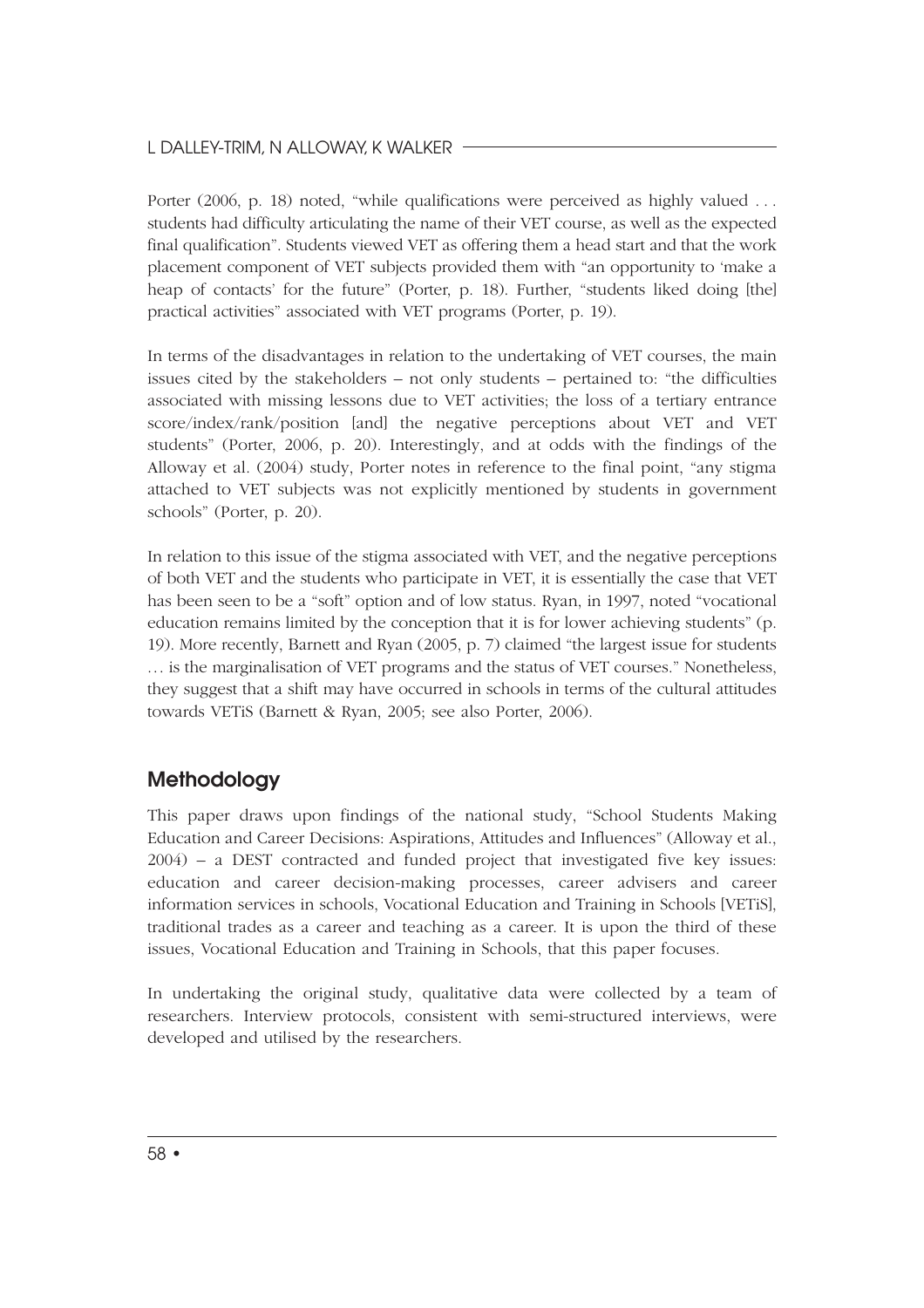Porter (2006, p. 18) noted, "while qualifications were perceived as highly valued . . . students had difficulty articulating the name of their VET course, as well as the expected final qualification". Students viewed VET as offering them a head start and that the work placement component of VET subjects provided them with "an opportunity to 'make a heap of contacts' for the future" (Porter, p. 18). Further, "students liked doing [the] practical activities" associated with VET programs (Porter, p. 19).

In terms of the disadvantages in relation to the undertaking of VET courses, the main issues cited by the stakeholders – not only students – pertained to: "the difficulties associated with missing lessons due to VET activities; the loss of a tertiary entrance score/index/rank/position [and] the negative perceptions about VET and VET students" (Porter, 2006, p. 20). Interestingly, and at odds with the findings of the Alloway et al. (2004) study, Porter notes in reference to the final point, "any stigma attached to VET subjects was not explicitly mentioned by students in government schools" (Porter, p. 20).

In relation to this issue of the stigma associated with VET, and the negative perceptions of both VET and the students who participate in VET, it is essentially the case that VET has been seen to be a "soft" option and of low status. Ryan, in 1997, noted "vocational education remains limited by the conception that it is for lower achieving students" (p. 19). More recently, Barnett and Ryan (2005, p. 7) claimed "the largest issue for students … is the marginalisation of VET programs and the status of VET courses." Nonetheless, they suggest that a shift may have occurred in schools in terms of the cultural attitudes towards VETiS (Barnett & Ryan, 2005; see also Porter, 2006).

## Methodology

This paper draws upon findings of the national study, "School Students Making Education and Career Decisions: Aspirations, Attitudes and Influences" (Alloway et al., 2004) – a DEST contracted and funded project that investigated five key issues: education and career decision-making processes, career advisers and career information services in schools, Vocational Education and Training in Schools [VETiS], traditional trades as a career and teaching as a career. It is upon the third of these issues, Vocational Education and Training in Schools, that this paper focuses.

In undertaking the original study, qualitative data were collected by a team of researchers. Interview protocols, consistent with semi-structured interviews, were developed and utilised by the researchers.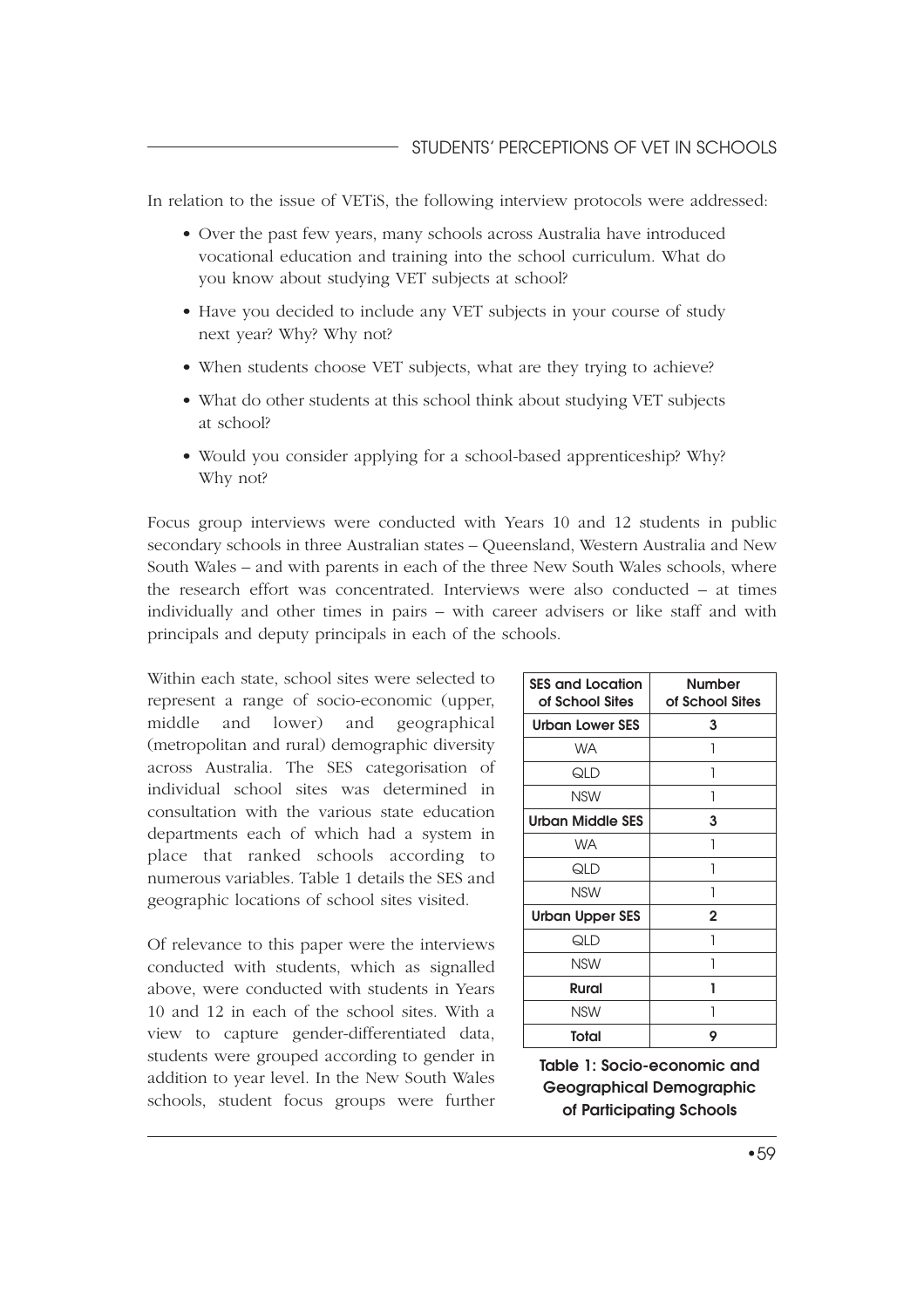In relation to the issue of VETiS, the following interview protocols were addressed:

- Over the past few years, many schools across Australia have introduced vocational education and training into the school curriculum. What do you know about studying VET subjects at school?
- Have you decided to include any VET subjects in your course of study next year? Why? Why not?
- When students choose VET subjects, what are they trying to achieve?
- What do other students at this school think about studying VET subjects at school?
- Would you consider applying for a school-based apprenticeship? Why? Why not?

Focus group interviews were conducted with Years 10 and 12 students in public secondary schools in three Australian states – Queensland, Western Australia and New South Wales – and with parents in each of the three New South Wales schools, where the research effort was concentrated. Interviews were also conducted – at times individually and other times in pairs – with career advisers or like staff and with principals and deputy principals in each of the schools.

Within each state, school sites were selected to represent a range of socio-economic (upper, middle and lower) and geographical (metropolitan and rural) demographic diversity across Australia. The SES categorisation of individual school sites was determined in consultation with the various state education departments each of which had a system in place that ranked schools according to numerous variables. Table 1 details the SES and geographic locations of school sites visited.

| SES and Location of School Sites | Number of School Sites |
|---|---|
| **Urban Lower SES** | **3** |
| WA | 1 |
| QLD | 1 |
| NSW | 1 |
| **Urban Middle SES** | **3** |
| WA | 1 |
| QLD | 1 |
| NSW | 1 |
| **Urban Upper SES** | **2** |
| QLD | 1 |
| NSW | 1 |
| **Rural** | **1** |
| NSW | 1 |
| **Total** | **9** |

**Table 1: Socio-economic and Geographical Demographic of Participating Schools**

Of relevance to this paper were the interviews conducted with students, which as signalled above, were conducted with students in Years 10 and 12 in each of the school sites. With a view to capture gender-differentiated data, students were grouped according to gender in addition to year level. In the New South Wales schools, student focus groups were further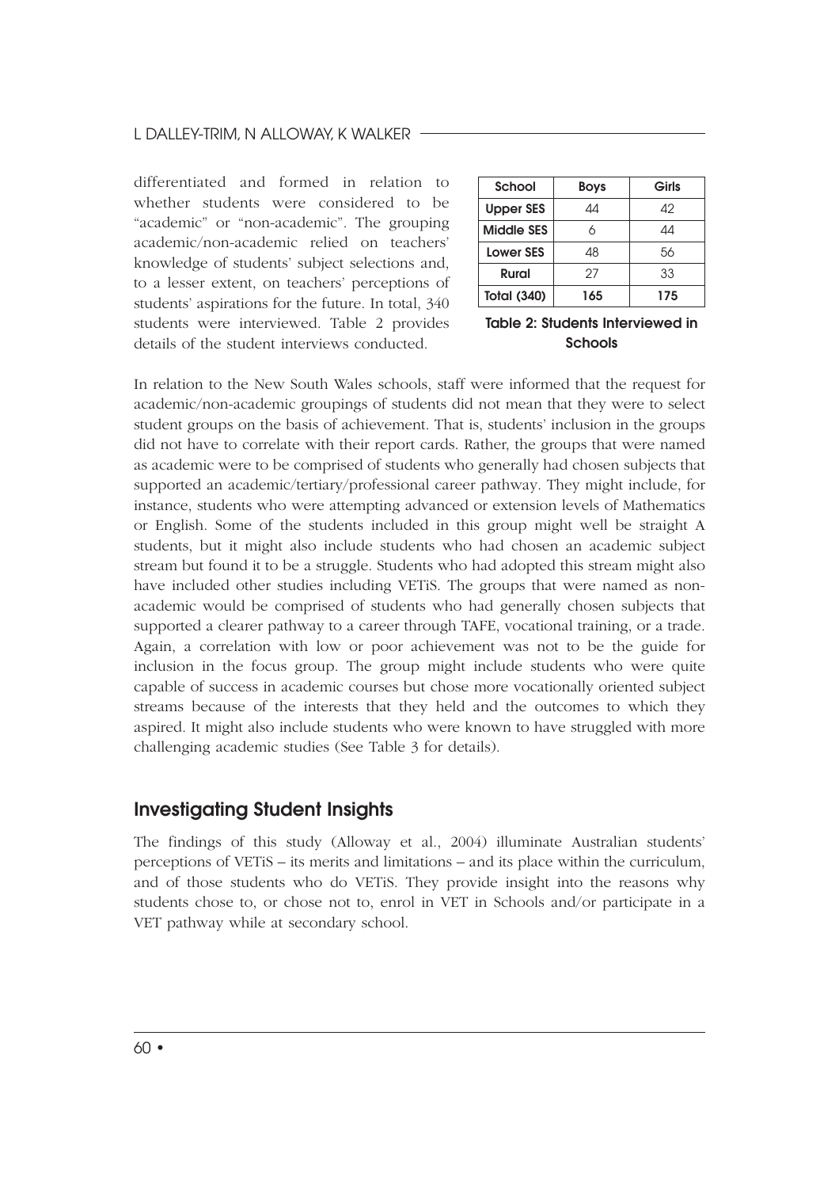differentiated and formed in relation to whether students were considered to be "academic" or "non-academic". The grouping academic/non-academic relied on teachers' knowledge of students' subject selections and, to a lesser extent, on teachers' perceptions of students' aspirations for the future. In total, 340 students were interviewed. Table 2 provides details of the student interviews conducted.

| School | Boys | Girls |
|---|---|---|
| Upper SES | 44 | 42 |
| Middle SES | 6 | 44 |
| Lower SES | 48 | 56 |
| Rural | 27 | 33 |
| Total (340) | 165 | 175 |

**Table 2: Students Interviewed in Schools**

In relation to the New South Wales schools, staff were informed that the request for academic/non-academic groupings of students did not mean that they were to select student groups on the basis of achievement. That is, students' inclusion in the groups did not have to correlate with their report cards. Rather, the groups that were named as academic were to be comprised of students who generally had chosen subjects that supported an academic/tertiary/professional career pathway. They might include, for instance, students who were attempting advanced or extension levels of Mathematics or English. Some of the students included in this group might well be straight A students, but it might also include students who had chosen an academic subject stream but found it to be a struggle. Students who had adopted this stream might also have included other studies including VETiS. The groups that were named as non-academic would be comprised of students who had generally chosen subjects that supported a clearer pathway to a career through TAFE, vocational training, or a trade. Again, a correlation with low or poor achievement was not to be the guide for inclusion in the focus group. The group might include students who were quite capable of success in academic courses but chose more vocationally oriented subject streams because of the interests that they held and the outcomes to which they aspired. It might also include students who were known to have struggled with more challenging academic studies (See Table 3 for details).

## Investigating Student Insights

The findings of this study (Alloway et al., 2004) illuminate Australian students' perceptions of VETiS – its merits and limitations – and its place within the curriculum, and of those students who do VETiS. They provide insight into the reasons why students chose to, or chose not to, enrol in VET in Schools and/or participate in a VET pathway while at secondary school.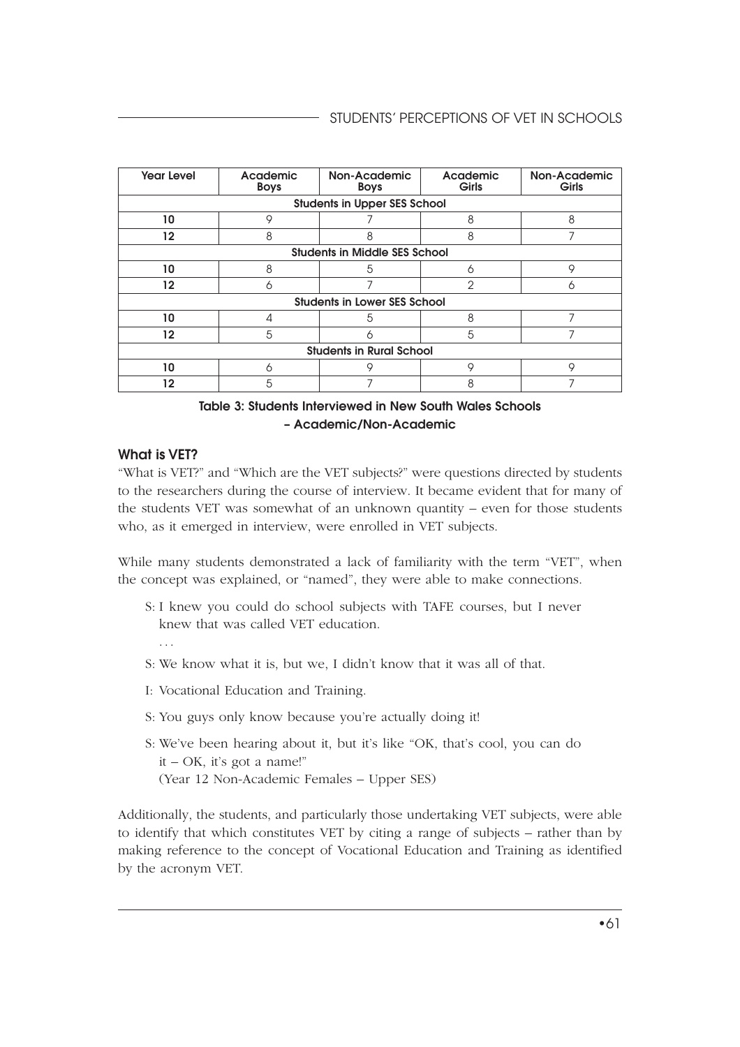| Year Level | Academic Boys | Non-Academic Boys | Academic Girls | Non-Academic Girls |
|---|---|---|---|---|
| **Students in Upper SES School** | | | | |
| **10** | 9 | 7 | 8 | 8 |
| **12** | 8 | 8 | 8 | 7 |
| **Students in Middle SES School** | | | | |
| **10** | 8 | 5 | 6 | 9 |
| **12** | 6 | 7 | 2 | 6 |
| **Students in Lower SES School** | | | | |
| **10** | 4 | 5 | 8 | 7 |
| **12** | 5 | 6 | 5 | 7 |
| **Students in Rural School** | | | | |
| **10** | 6 | 9 | 9 | 9 |
| **12** | 5 | 7 | 8 | 7 |

**Table 3: Students Interviewed in New South Wales Schools – Academic/Non-Academic**

### What is VET?

"What is VET?" and "Which are the VET subjects?" were questions directed by students to the researchers during the course of interview. It became evident that for many of the students VET was somewhat of an unknown quantity – even for those students who, as it emerged in interview, were enrolled in VET subjects.

While many students demonstrated a lack of familiarity with the term "VET", when the concept was explained, or "named", they were able to make connections.

> S: I knew you could do school subjects with TAFE courses, but I never knew that was called VET education.
>
> . . .
>
> S: We know what it is, but we, I didn't know that it was all of that.
>
> I: Vocational Education and Training.
>
> S: You guys only know because you're actually doing it!
>
> S: We've been hearing about it, but it's like "OK, that's cool, you can do it – OK, it's got a name!"
> (Year 12 Non-Academic Females – Upper SES)

Additionally, the students, and particularly those undertaking VET subjects, were able to identify that which constitutes VET by citing a range of subjects – rather than by making reference to the concept of Vocational Education and Training as identified by the acronym VET.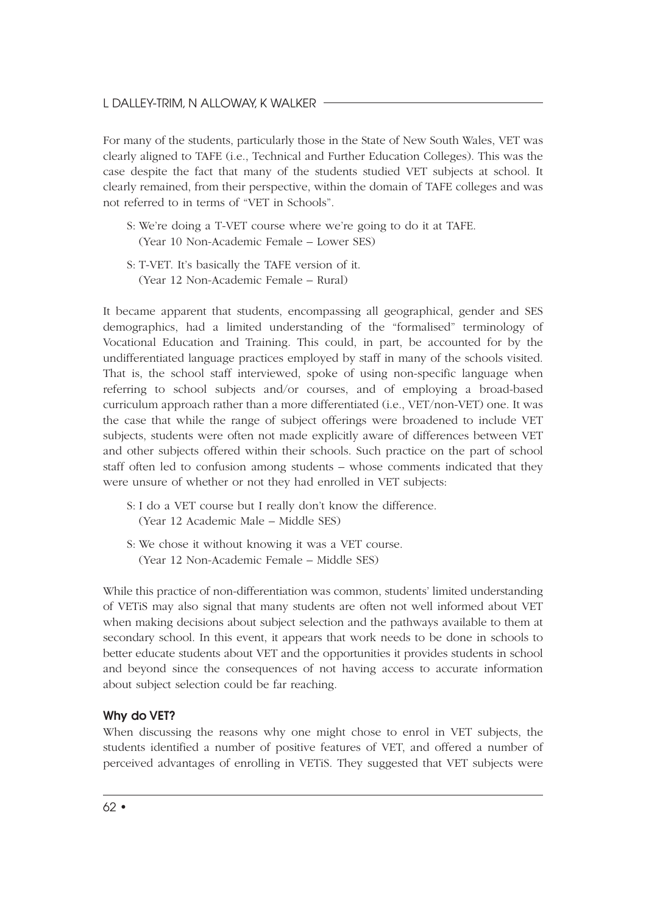For many of the students, particularly those in the State of New South Wales, VET was clearly aligned to TAFE (i.e., Technical and Further Education Colleges). This was the case despite the fact that many of the students studied VET subjects at school. It clearly remained, from their perspective, within the domain of TAFE colleges and was not referred to in terms of "VET in Schools".

> S: We're doing a T-VET course where we're going to do it at TAFE.
> (Year 10 Non-Academic Female – Lower SES)

> S: T-VET. It's basically the TAFE version of it.
> (Year 12 Non-Academic Female – Rural)

It became apparent that students, encompassing all geographical, gender and SES demographics, had a limited understanding of the "formalised" terminology of Vocational Education and Training. This could, in part, be accounted for by the undifferentiated language practices employed by staff in many of the schools visited. That is, the school staff interviewed, spoke of using non-specific language when referring to school subjects and/or courses, and of employing a broad-based curriculum approach rather than a more differentiated (i.e., VET/non-VET) one. It was the case that while the range of subject offerings were broadened to include VET subjects, students were often not made explicitly aware of differences between VET and other subjects offered within their schools. Such practice on the part of school staff often led to confusion among students – whose comments indicated that they were unsure of whether or not they had enrolled in VET subjects:

> S: I do a VET course but I really don't know the difference.
> (Year 12 Academic Male – Middle SES)

> S: We chose it without knowing it was a VET course.
> (Year 12 Non-Academic Female – Middle SES)

While this practice of non-differentiation was common, students' limited understanding of VETiS may also signal that many students are often not well informed about VET when making decisions about subject selection and the pathways available to them at secondary school. In this event, it appears that work needs to be done in schools to better educate students about VET and the opportunities it provides students in school and beyond since the consequences of not having access to accurate information about subject selection could be far reaching.

### Why do VET?

When discussing the reasons why one might chose to enrol in VET subjects, the students identified a number of positive features of VET, and offered a number of perceived advantages of enrolling in VETiS. They suggested that VET subjects were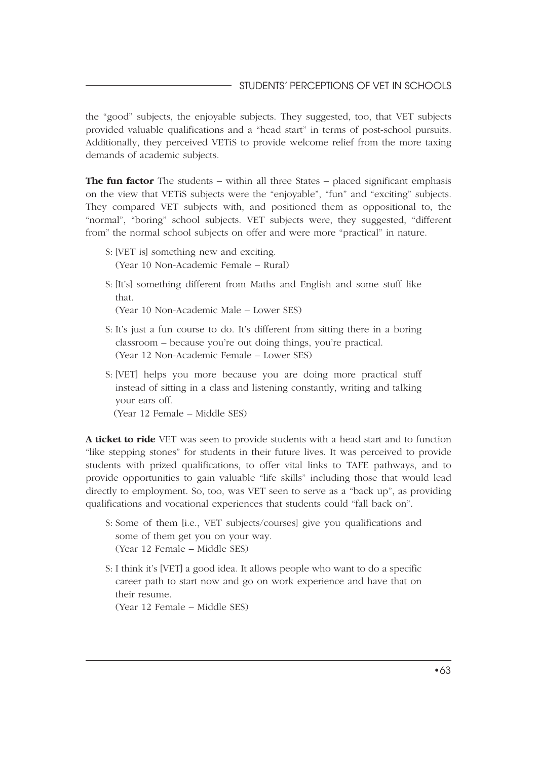the "good" subjects, the enjoyable subjects. They suggested, too, that VET subjects provided valuable qualifications and a "head start" in terms of post-school pursuits. Additionally, they perceived VETiS to provide welcome relief from the more taxing demands of academic subjects.

**The fun factor** The students – within all three States – placed significant emphasis on the view that VETiS subjects were the "enjoyable", "fun" and "exciting" subjects. They compared VET subjects with, and positioned them as oppositional to, the "normal", "boring" school subjects. VET subjects were, they suggested, "different from" the normal school subjects on offer and were more "practical" in nature.

S: [VET is] something new and exciting.
(Year 10 Non-Academic Female – Rural)

S: [It's] something different from Maths and English and some stuff like that.
(Year 10 Non-Academic Male – Lower SES)

S: It's just a fun course to do. It's different from sitting there in a boring classroom – because you're out doing things, you're practical.
(Year 12 Non-Academic Female – Lower SES)

S: [VET] helps you more because you are doing more practical stuff instead of sitting in a class and listening constantly, writing and talking your ears off.
(Year 12 Female – Middle SES)

**A ticket to ride** VET was seen to provide students with a head start and to function "like stepping stones" for students in their future lives. It was perceived to provide students with prized qualifications, to offer vital links to TAFE pathways, and to provide opportunities to gain valuable "life skills" including those that would lead directly to employment. So, too, was VET seen to serve as a "back up", as providing qualifications and vocational experiences that students could "fall back on".

S: Some of them [i.e., VET subjects/courses] give you qualifications and some of them get you on your way.
(Year 12 Female – Middle SES)

S: I think it's [VET] a good idea. It allows people who want to do a specific career path to start now and go on work experience and have that on their resume.
(Year 12 Female – Middle SES)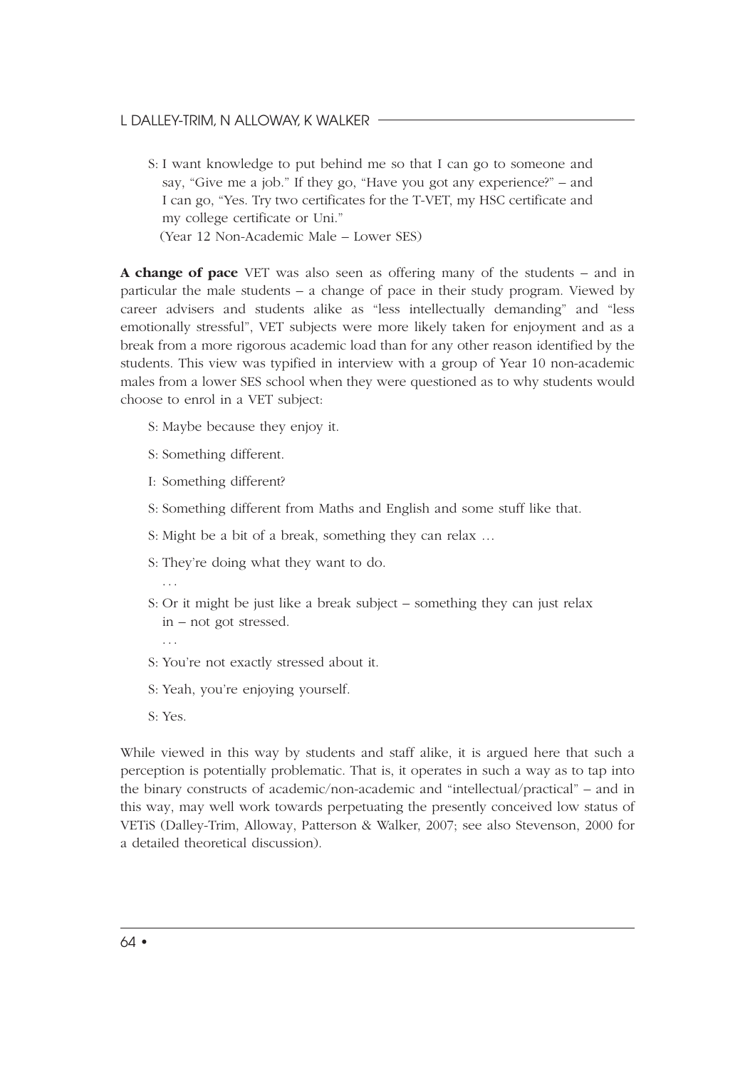S: I want knowledge to put behind me so that I can go to someone and say, "Give me a job." If they go, "Have you got any experience?" – and I can go, "Yes. Try two certificates for the T-VET, my HSC certificate and my college certificate or Uni."
(Year 12 Non-Academic Male – Lower SES)

**A change of pace** VET was also seen as offering many of the students – and in particular the male students – a change of pace in their study program. Viewed by career advisers and students alike as "less intellectually demanding" and "less emotionally stressful", VET subjects were more likely taken for enjoyment and as a break from a more rigorous academic load than for any other reason identified by the students. This view was typified in interview with a group of Year 10 non-academic males from a lower SES school when they were questioned as to why students would choose to enrol in a VET subject:

S: Maybe because they enjoy it.

S: Something different.

I: Something different?

S: Something different from Maths and English and some stuff like that.

S: Might be a bit of a break, something they can relax …

S: They're doing what they want to do.

. . .

S: Or it might be just like a break subject – something they can just relax in – not got stressed.

. . .

S: You're not exactly stressed about it.

S: Yeah, you're enjoying yourself.

S: Yes.

While viewed in this way by students and staff alike, it is argued here that such a perception is potentially problematic. That is, it operates in such a way as to tap into the binary constructs of academic/non-academic and "intellectual/practical" – and in this way, may well work towards perpetuating the presently conceived low status of VETiS (Dalley-Trim, Alloway, Patterson & Walker, 2007; see also Stevenson, 2000 for a detailed theoretical discussion).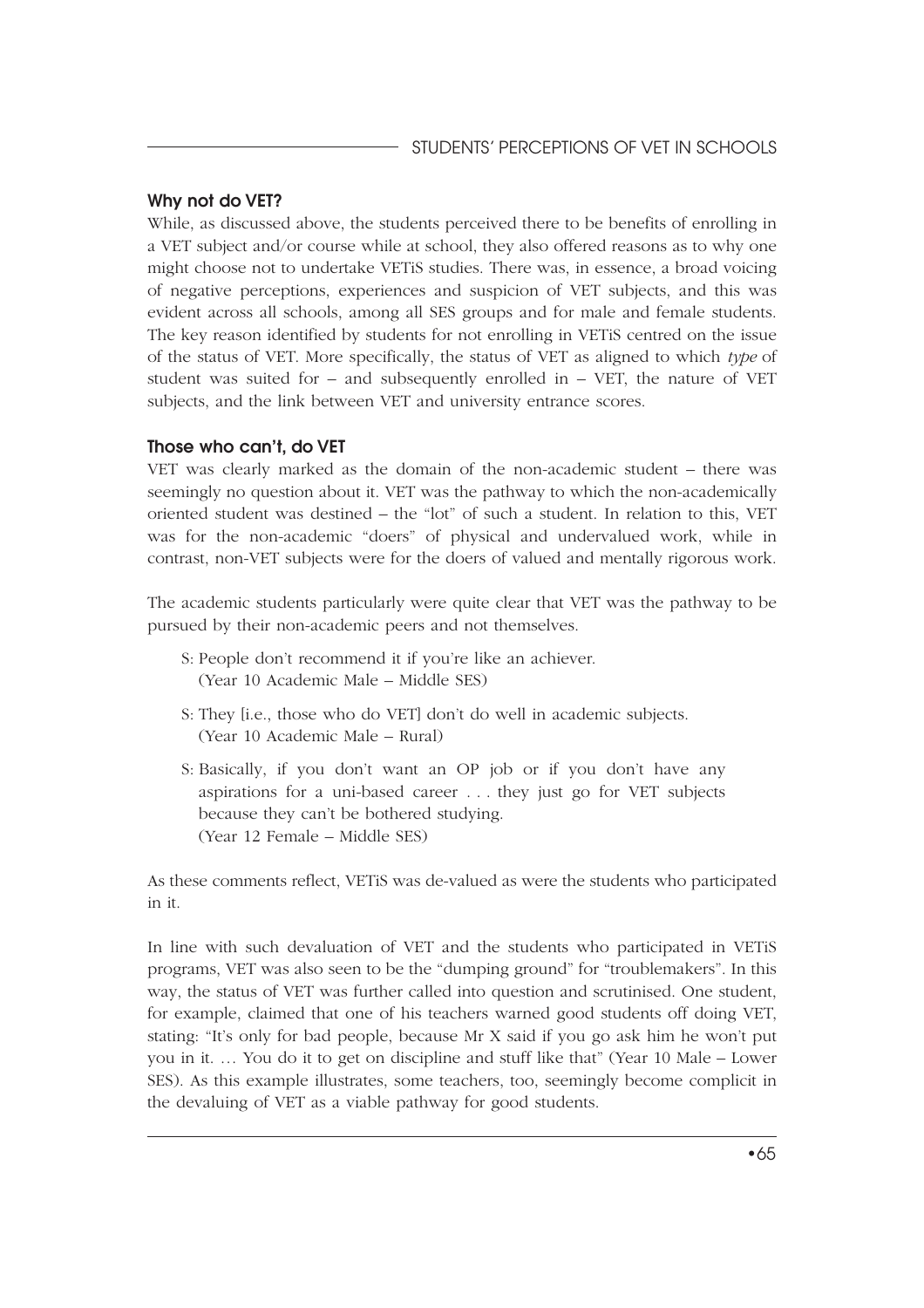### Why not do VET?

While, as discussed above, the students perceived there to be benefits of enrolling in a VET subject and/or course while at school, they also offered reasons as to why one might choose not to undertake VETiS studies. There was, in essence, a broad voicing of negative perceptions, experiences and suspicion of VET subjects, and this was evident across all schools, among all SES groups and for male and female students. The key reason identified by students for not enrolling in VETiS centred on the issue of the status of VET. More specifically, the status of VET as aligned to which *type* of student was suited for – and subsequently enrolled in – VET, the nature of VET subjects, and the link between VET and university entrance scores.

### Those who can't, do VET

VET was clearly marked as the domain of the non-academic student – there was seemingly no question about it. VET was the pathway to which the non-academically oriented student was destined – the "lot" of such a student. In relation to this, VET was for the non-academic "doers" of physical and undervalued work, while in contrast, non-VET subjects were for the doers of valued and mentally rigorous work.

The academic students particularly were quite clear that VET was the pathway to be pursued by their non-academic peers and not themselves.

> S: People don't recommend it if you're like an achiever.
> (Year 10 Academic Male – Middle SES)
>
> S: They [i.e., those who do VET] don't do well in academic subjects.
> (Year 10 Academic Male – Rural)
>
> S: Basically, if you don't want an OP job or if you don't have any aspirations for a uni-based career . . . they just go for VET subjects because they can't be bothered studying.
> (Year 12 Female – Middle SES)

As these comments reflect, VETiS was de-valued as were the students who participated in it.

In line with such devaluation of VET and the students who participated in VETiS programs, VET was also seen to be the "dumping ground" for "troublemakers". In this way, the status of VET was further called into question and scrutinised. One student, for example, claimed that one of his teachers warned good students off doing VET, stating: "It's only for bad people, because Mr X said if you go ask him he won't put you in it. … You do it to get on discipline and stuff like that" (Year 10 Male – Lower SES). As this example illustrates, some teachers, too, seemingly become complicit in the devaluing of VET as a viable pathway for good students.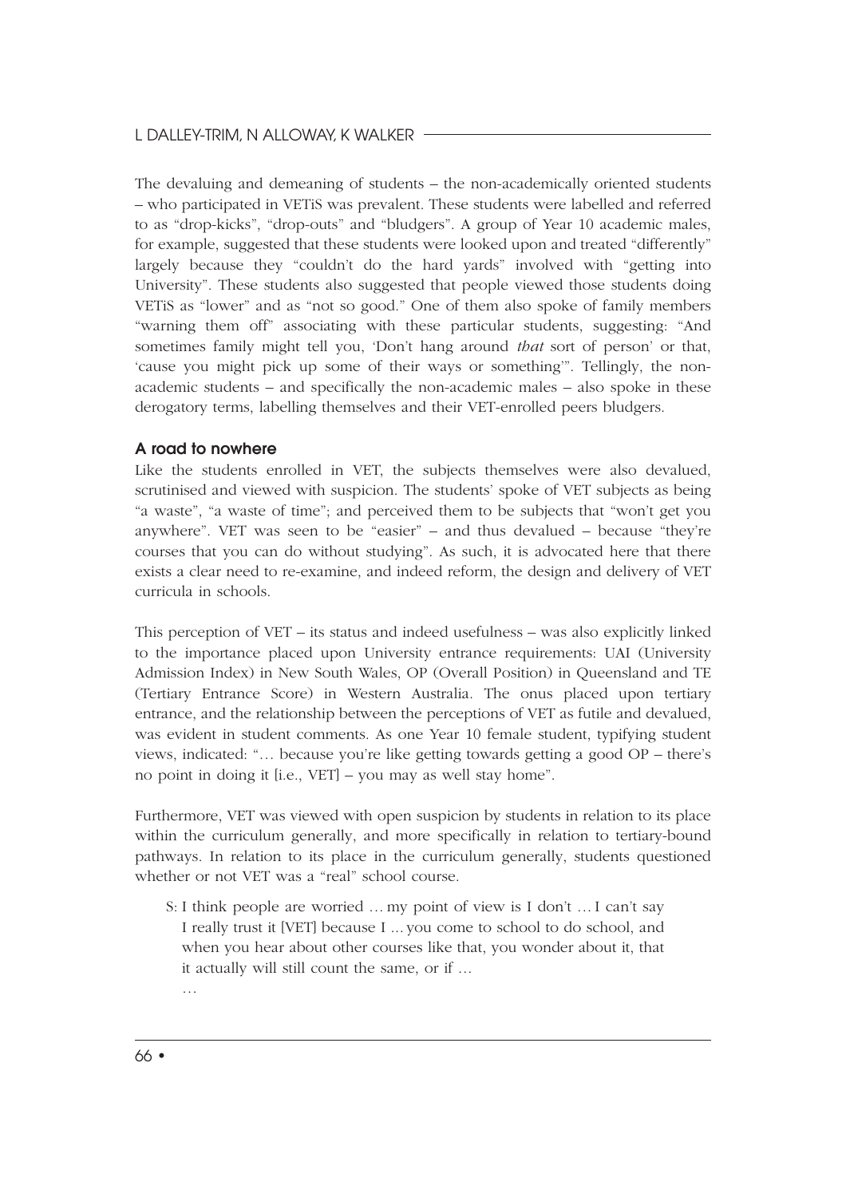The devaluing and demeaning of students – the non-academically oriented students – who participated in VETiS was prevalent. These students were labelled and referred to as "drop-kicks", "drop-outs" and "bludgers". A group of Year 10 academic males, for example, suggested that these students were looked upon and treated "differently" largely because they "couldn't do the hard yards" involved with "getting into University". These students also suggested that people viewed those students doing VETiS as "lower" and as "not so good." One of them also spoke of family members "warning them off" associating with these particular students, suggesting: "And sometimes family might tell you, 'Don't hang around *that* sort of person' or that, 'cause you might pick up some of their ways or something'". Tellingly, the non-academic students – and specifically the non-academic males – also spoke in these derogatory terms, labelling themselves and their VET-enrolled peers bludgers.

### A road to nowhere

Like the students enrolled in VET, the subjects themselves were also devalued, scrutinised and viewed with suspicion. The students' spoke of VET subjects as being "a waste", "a waste of time"; and perceived them to be subjects that "won't get you anywhere". VET was seen to be "easier" – and thus devalued – because "they're courses that you can do without studying". As such, it is advocated here that there exists a clear need to re-examine, and indeed reform, the design and delivery of VET curricula in schools.

This perception of VET – its status and indeed usefulness – was also explicitly linked to the importance placed upon University entrance requirements: UAI (University Admission Index) in New South Wales, OP (Overall Position) in Queensland and TE (Tertiary Entrance Score) in Western Australia. The onus placed upon tertiary entrance, and the relationship between the perceptions of VET as futile and devalued, was evident in student comments. As one Year 10 female student, typifying student views, indicated: "… because you're like getting towards getting a good OP – there's no point in doing it [i.e., VET] – you may as well stay home".

Furthermore, VET was viewed with open suspicion by students in relation to its place within the curriculum generally, and more specifically in relation to tertiary-bound pathways. In relation to its place in the curriculum generally, students questioned whether or not VET was a "real" school course.

> S: I think people are worried … my point of view is I don't … I can't say I really trust it [VET] because I ... you come to school to do school, and when you hear about other courses like that, you wonder about it, that it actually will still count the same, or if …
>
> …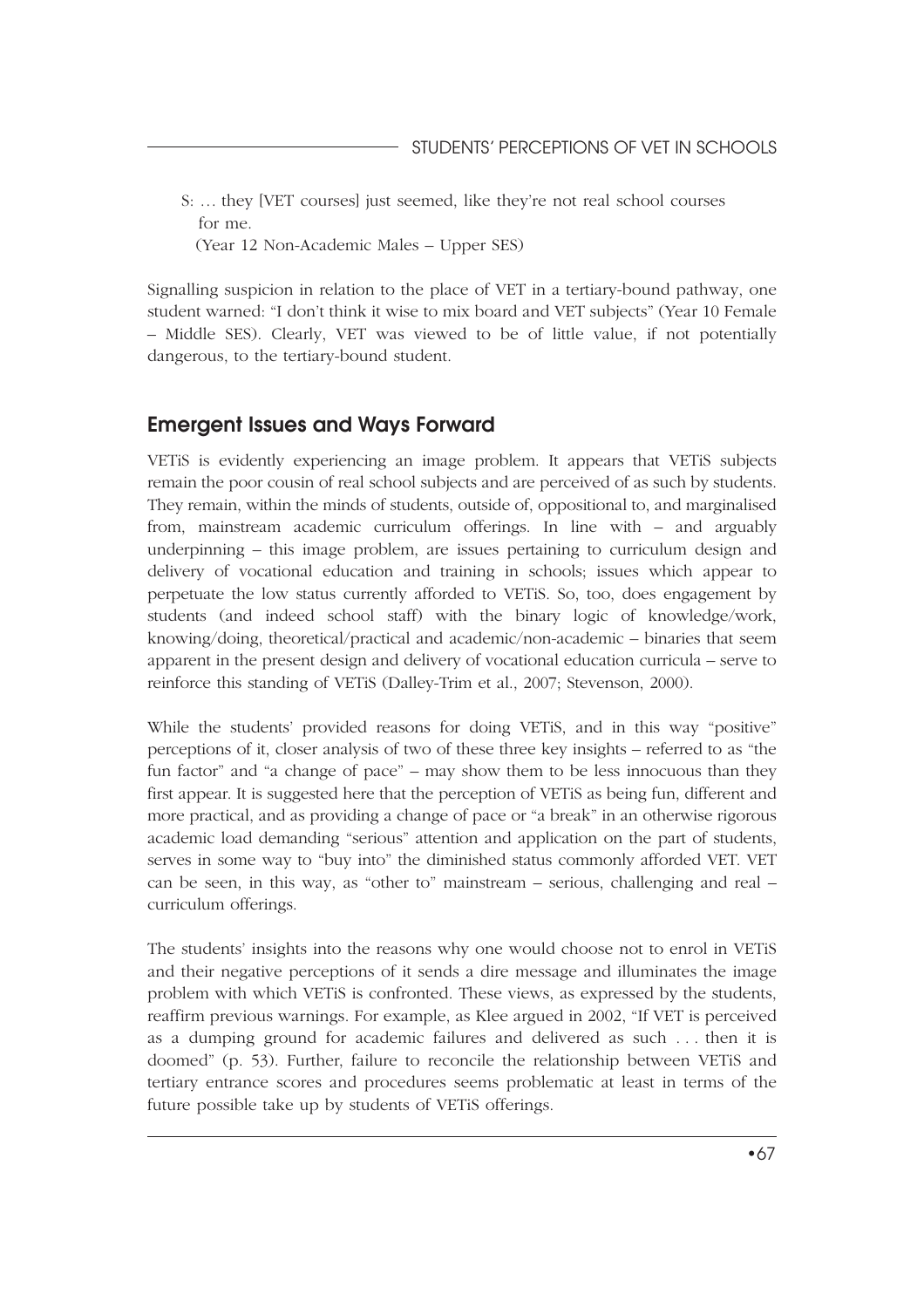> S: … they [VET courses] just seemed, like they're not real school courses for me.
> (Year 12 Non-Academic Males – Upper SES)

Signalling suspicion in relation to the place of VET in a tertiary-bound pathway, one student warned: "I don't think it wise to mix board and VET subjects" (Year 10 Female – Middle SES). Clearly, VET was viewed to be of little value, if not potentially dangerous, to the tertiary-bound student.

## Emergent Issues and Ways Forward

VETiS is evidently experiencing an image problem. It appears that VETiS subjects remain the poor cousin of real school subjects and are perceived of as such by students. They remain, within the minds of students, outside of, oppositional to, and marginalised from, mainstream academic curriculum offerings. In line with – and arguably underpinning – this image problem, are issues pertaining to curriculum design and delivery of vocational education and training in schools; issues which appear to perpetuate the low status currently afforded to VETiS. So, too, does engagement by students (and indeed school staff) with the binary logic of knowledge/work, knowing/doing, theoretical/practical and academic/non-academic – binaries that seem apparent in the present design and delivery of vocational education curricula – serve to reinforce this standing of VETiS (Dalley-Trim et al., 2007; Stevenson, 2000).

While the students' provided reasons for doing VETiS, and in this way "positive" perceptions of it, closer analysis of two of these three key insights – referred to as "the fun factor" and "a change of pace" – may show them to be less innocuous than they first appear. It is suggested here that the perception of VETiS as being fun, different and more practical, and as providing a change of pace or "a break" in an otherwise rigorous academic load demanding "serious" attention and application on the part of students, serves in some way to "buy into" the diminished status commonly afforded VET. VET can be seen, in this way, as "other to" mainstream – serious, challenging and real – curriculum offerings.

The students' insights into the reasons why one would choose not to enrol in VETiS and their negative perceptions of it sends a dire message and illuminates the image problem with which VETiS is confronted. These views, as expressed by the students, reaffirm previous warnings. For example, as Klee argued in 2002, "If VET is perceived as a dumping ground for academic failures and delivered as such . . . then it is doomed" (p. 53). Further, failure to reconcile the relationship between VETiS and tertiary entrance scores and procedures seems problematic at least in terms of the future possible take up by students of VETiS offerings.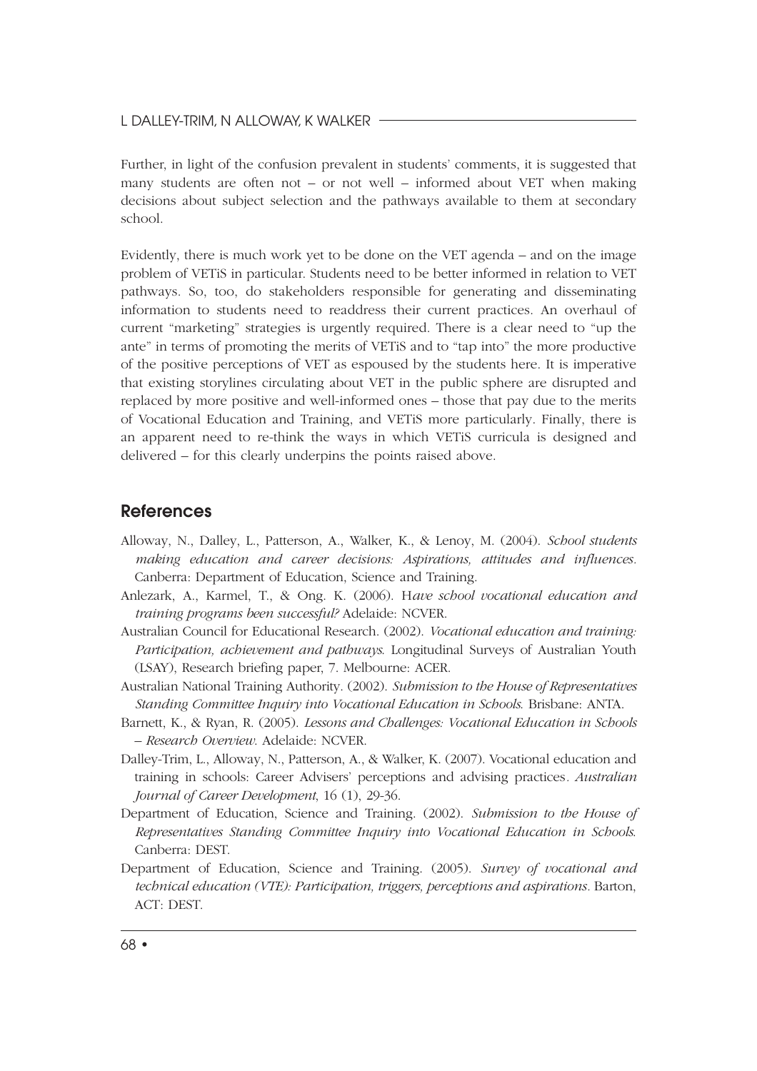Further, in light of the confusion prevalent in students' comments, it is suggested that many students are often not – or not well – informed about VET when making decisions about subject selection and the pathways available to them at secondary school.

Evidently, there is much work yet to be done on the VET agenda – and on the image problem of VETiS in particular. Students need to be better informed in relation to VET pathways. So, too, do stakeholders responsible for generating and disseminating information to students need to readdress their current practices. An overhaul of current "marketing" strategies is urgently required. There is a clear need to "up the ante" in terms of promoting the merits of VETiS and to "tap into" the more productive of the positive perceptions of VET as espoused by the students here. It is imperative that existing storylines circulating about VET in the public sphere are disrupted and replaced by more positive and well-informed ones – those that pay due to the merits of Vocational Education and Training, and VETiS more particularly. Finally, there is an apparent need to re-think the ways in which VETiS curricula is designed and delivered – for this clearly underpins the points raised above.

## References

Alloway, N., Dalley, L., Patterson, A., Walker, K., & Lenoy, M. (2004). *School students making education and career decisions: Aspirations, attitudes and influences*. Canberra: Department of Education, Science and Training.

Anlezark, A., Karmel, T., & Ong. K. (2006). H*ave school vocational education and training programs been successful?* Adelaide: NCVER.

Australian Council for Educational Research. (2002). *Vocational education and training: Participation, achievement and pathways.* Longitudinal Surveys of Australian Youth (LSAY), Research briefing paper, 7. Melbourne: ACER.

Australian National Training Authority. (2002). *Submission to the House of Representatives Standing Committee Inquiry into Vocational Education in Schools.* Brisbane: ANTA.

Barnett, K., & Ryan, R. (2005). *Lessons and Challenges: Vocational Education in Schools – Research Overview.* Adelaide: NCVER.

Dalley-Trim, L., Alloway, N., Patterson, A., & Walker, K. (2007). Vocational education and training in schools: Career Advisers' perceptions and advising practices. *Australian Journal of Career Development*, 16 (1), 29-36.

Department of Education, Science and Training. (2002). *Submission to the House of Representatives Standing Committee Inquiry into Vocational Education in Schools.* Canberra: DEST.

Department of Education, Science and Training. (2005). *Survey of vocational and technical education (VTE): Participation, triggers, perceptions and aspirations*. Barton, ACT: DEST.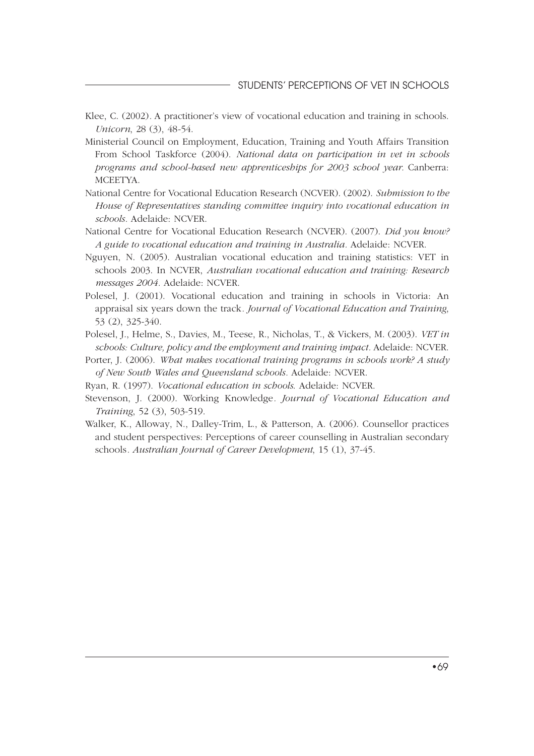Klee, C. (2002). A practitioner's view of vocational education and training in schools. *Unicorn*, 28 (3), 48-54.

Ministerial Council on Employment, Education, Training and Youth Affairs Transition From School Taskforce (2004). *National data on participation in vet in schools programs and school-based new apprenticeships for 2003 school year*. Canberra: MCEETYA.

National Centre for Vocational Education Research (NCVER). (2002). *Submission to the House of Representatives standing committee inquiry into vocational education in schools*. Adelaide: NCVER.

National Centre for Vocational Education Research (NCVER). (2007). *Did you know? A guide to vocational education and training in Australia*. Adelaide: NCVER.

Nguyen, N. (2005). Australian vocational education and training statistics: VET in schools 2003. In NCVER, *Australian vocational education and training: Research messages 2004*. Adelaide: NCVER.

Polesel, J. (2001). Vocational education and training in schools in Victoria: An appraisal six years down the track. *Journal of Vocational Education and Training*, 53 (2), 325-340.

Polesel, J., Helme, S., Davies, M., Teese, R., Nicholas, T., & Vickers, M. (2003). *VET in schools: Culture, policy and the employment and training impact*. Adelaide: NCVER.

Porter, J. (2006). *What makes vocational training programs in schools work? A study of New South Wales and Queensland schools*. Adelaide: NCVER.

Ryan, R. (1997). *Vocational education in schools*. Adelaide: NCVER.

Stevenson, J. (2000). Working Knowledge. *Journal of Vocational Education and Training*, 52 (3), 503-519.

Walker, K., Alloway, N., Dalley-Trim, L., & Patterson, A. (2006). Counsellor practices and student perspectives: Perceptions of career counselling in Australian secondary schools. *Australian Journal of Career Development*, 15 (1), 37-45.